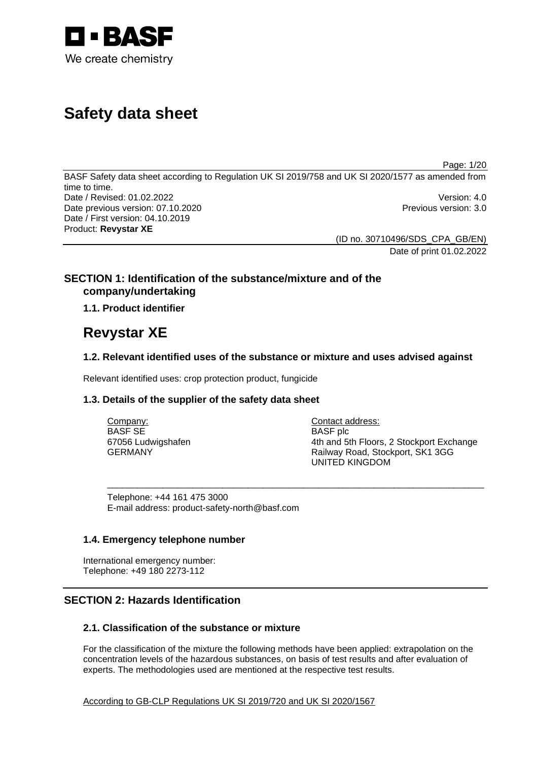BASF

We create chemistry

# Safety data sheet

BASF Safety data sheet according to Regulation UK SI 2019/758 and UK SI 2020/1577 as amended from time to time.
Date / Revised: 01.02.2022 Version: 4.0
Date previous version: 07.10.2020 Previous version: 3.0
Date / First version: 04.10.2019
Product: **Revystar XE**

(ID no. 30710496/SDS_CPA_GB/EN)
Date of print 01.02.2022

## SECTION 1: Identification of the substance/mixture and of the company/undertaking

### 1.1. Product identifier

# Revystar XE

### 1.2. Relevant identified uses of the substance or mixture and uses advised against

Relevant identified uses: crop protection product, fungicide

### 1.3. Details of the supplier of the safety data sheet

Company:
BASF SE
67056 Ludwigshafen
GERMANY

Contact address:
BASF plc
4th and 5th Floors, 2 Stockport Exchange
Railway Road, Stockport, SK1 3GG
UNITED KINGDOM

Telephone: +44 161 475 3000
E-mail address: product-safety-north@basf.com

### 1.4. Emergency telephone number

International emergency number:
Telephone: +49 180 2273-112

## SECTION 2: Hazards Identification

### 2.1. Classification of the substance or mixture

For the classification of the mixture the following methods have been applied: extrapolation on the concentration levels of the hazardous substances, on basis of test results and after evaluation of experts. The methodologies used are mentioned at the respective test results.

According to GB-CLP Regulations UK SI 2019/720 and UK SI 2020/1567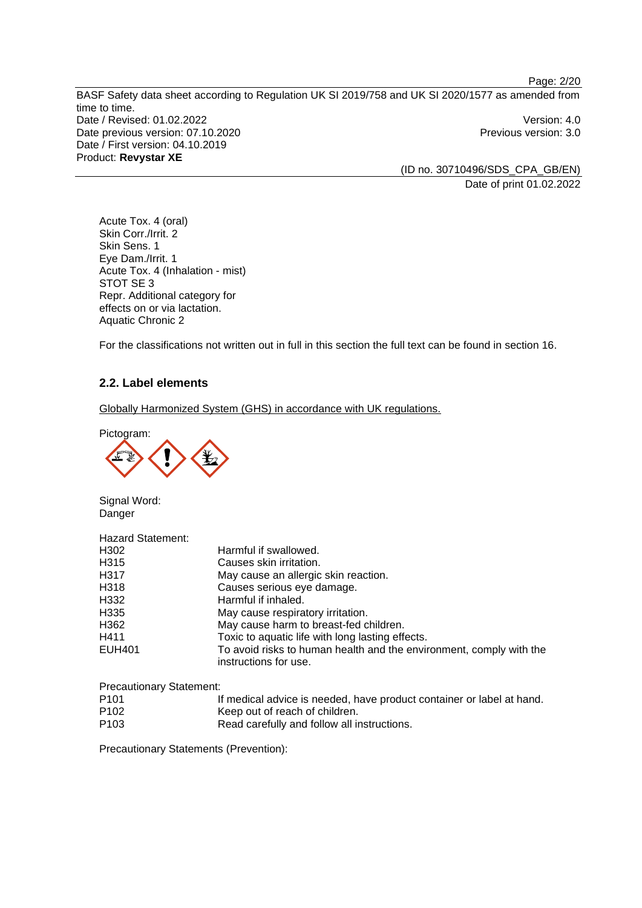Acute Tox. 4 (oral)
Skin Corr./Irrit. 2
Skin Sens. 1
Eye Dam./Irrit. 1
Acute Tox. 4 (Inhalation - mist)
STOT SE 3
Repr. Additional category for effects on or via lactation.
Aquatic Chronic 2

For the classifications not written out in full in this section the full text can be found in section 16.

## 2.2. Label elements

Globally Harmonized System (GHS) in accordance with UK regulations.

Pictogram:

Signal Word:
Danger

Hazard Statement:

| | |
|---|---|
| H302 | Harmful if swallowed. |
| H315 | Causes skin irritation. |
| H317 | May cause an allergic skin reaction. |
| H318 | Causes serious eye damage. |
| H332 | Harmful if inhaled. |
| H335 | May cause respiratory irritation. |
| H362 | May cause harm to breast-fed children. |
| H411 | Toxic to aquatic life with long lasting effects. |
| EUH401 | To avoid risks to human health and the environment, comply with the instructions for use. |

Precautionary Statement:

| | |
|---|---|
| P101 | If medical advice is needed, have product container or label at hand. |
| P102 | Keep out of reach of children. |
| P103 | Read carefully and follow all instructions. |

Precautionary Statements (Prevention):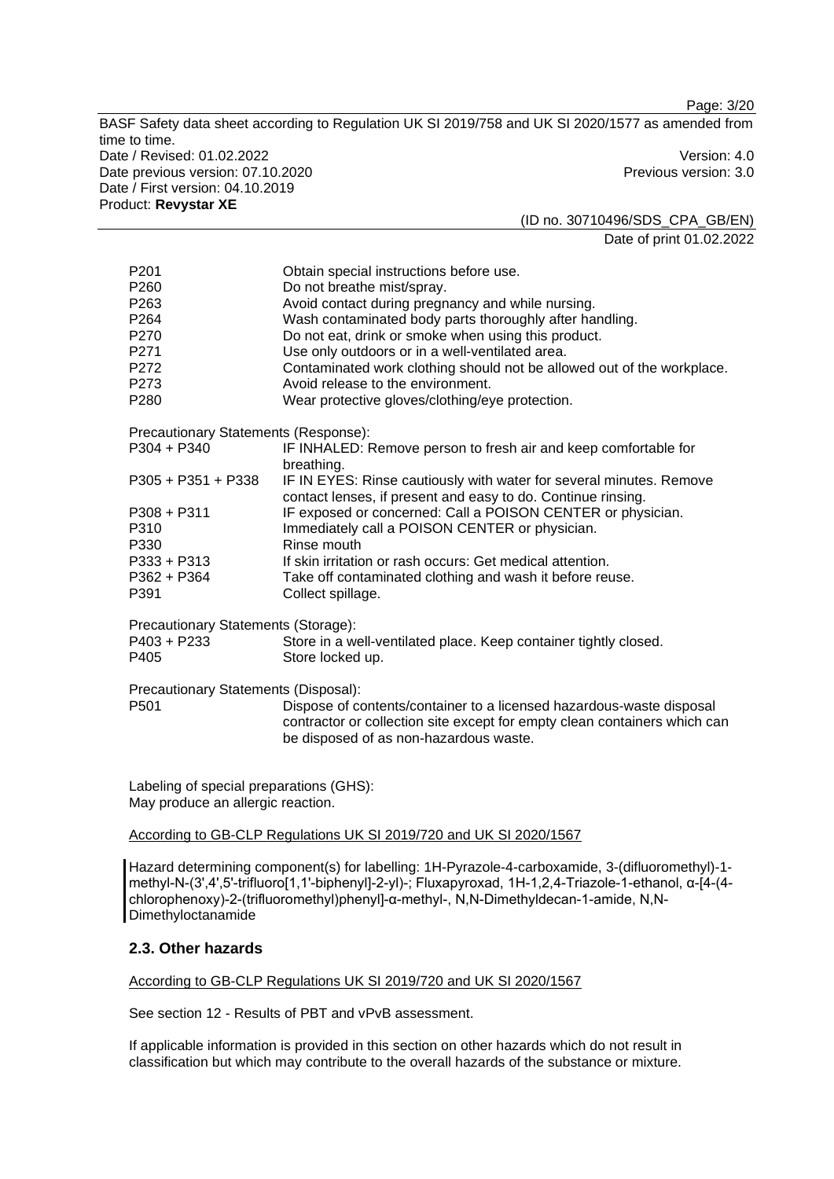| | |
|---|---|
| P201 | Obtain special instructions before use. |
| P260 | Do not breathe mist/spray. |
| P263 | Avoid contact during pregnancy and while nursing. |
| P264 | Wash contaminated body parts thoroughly after handling. |
| P270 | Do not eat, drink or smoke when using this product. |
| P271 | Use only outdoors or in a well-ventilated area. |
| P272 | Contaminated work clothing should not be allowed out of the workplace. |
| P273 | Avoid release to the environment. |
| P280 | Wear protective gloves/clothing/eye protection. |

Precautionary Statements (Response):

| | |
|---|---|
| P304 + P340 | IF INHALED: Remove person to fresh air and keep comfortable for breathing. |
| P305 + P351 + P338 | IF IN EYES: Rinse cautiously with water for several minutes. Remove contact lenses, if present and easy to do. Continue rinsing. |
| P308 + P311 | IF exposed or concerned: Call a POISON CENTER or physician. |
| P310 | Immediately call a POISON CENTER or physician. |
| P330 | Rinse mouth |
| P333 + P313 | If skin irritation or rash occurs: Get medical attention. |
| P362 + P364 | Take off contaminated clothing and wash it before reuse. |
| P391 | Collect spillage. |

Precautionary Statements (Storage):

| | |
|---|---|
| P403 + P233 | Store in a well-ventilated place. Keep container tightly closed. |
| P405 | Store locked up. |

Precautionary Statements (Disposal):

| | |
|---|---|
| P501 | Dispose of contents/container to a licensed hazardous-waste disposal contractor or collection site except for empty clean containers which can be disposed of as non-hazardous waste. |

Labeling of special preparations (GHS):
May produce an allergic reaction.

According to GB-CLP Regulations UK SI 2019/720 and UK SI 2020/1567

Hazard determining component(s) for labelling: 1H-Pyrazole-4-carboxamide, 3-(difluoromethyl)-1-methyl-N-(3',4',5'-trifluoro[1,1'-biphenyl]-2-yl)-; Fluxapyroxad, 1H-1,2,4-Triazole-1-ethanol, α-[4-(4-chlorophenoxy)-2-(trifluoromethyl)phenyl]-α-methyl-, N,N-Dimethyldecan-1-amide, N,N-Dimethyloctanamide

## 2.3. Other hazards

According to GB-CLP Regulations UK SI 2019/720 and UK SI 2020/1567

See section 12 - Results of PBT and vPvB assessment.

If applicable information is provided in this section on other hazards which do not result in classification but which may contribute to the overall hazards of the substance or mixture.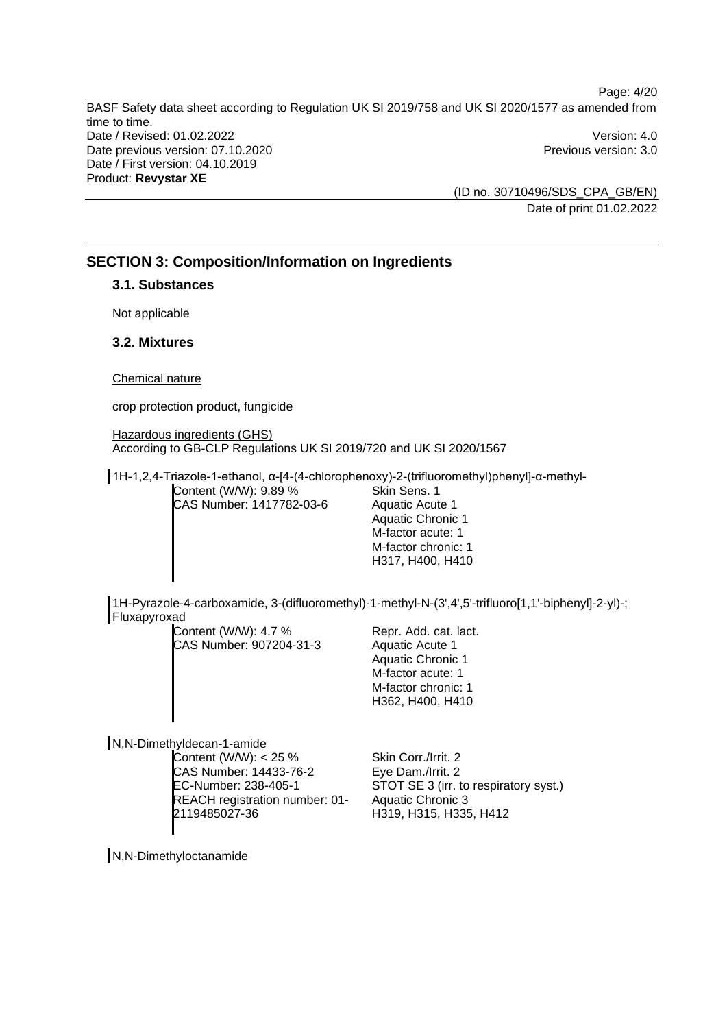## SECTION 3: Composition/Information on Ingredients

### 3.1. Substances

Not applicable

### 3.2. Mixtures

Chemical nature

crop protection product, fungicide

Hazardous ingredients (GHS)
According to GB-CLP Regulations UK SI 2019/720 and UK SI 2020/1567

1H-1,2,4-Triazole-1-ethanol, α-[4-(4-chlorophenoxy)-2-(trifluoromethyl)phenyl]-α-methyl-

| | |
|---|---|
| Content (W/W): 9.89 %<br>CAS Number: 1417782-03-6 | Skin Sens. 1<br>Aquatic Acute 1<br>Aquatic Chronic 1<br>M-factor acute: 1<br>M-factor chronic: 1<br>H317, H400, H410 |

1H-Pyrazole-4-carboxamide, 3-(difluoromethyl)-1-methyl-N-(3',4',5'-trifluoro[1,1'-biphenyl]-2-yl)-; Fluxapyroxad

| | |
|---|---|
| Content (W/W): 4.7 %<br>CAS Number: 907204-31-3 | Repr. Add. cat. lact.<br>Aquatic Acute 1<br>Aquatic Chronic 1<br>M-factor acute: 1<br>M-factor chronic: 1<br>H362, H400, H410 |

N,N-Dimethyldecan-1-amide

| | |
|---|---|
| Content (W/W): < 25 %<br>CAS Number: 14433-76-2<br>EC-Number: 238-405-1<br>REACH registration number: 01-2119485027-36 | Skin Corr./Irrit. 2<br>Eye Dam./Irrit. 2<br>STOT SE 3 (irr. to respiratory syst.)<br>Aquatic Chronic 3<br>H319, H315, H335, H412 |

N,N-Dimethyloctanamide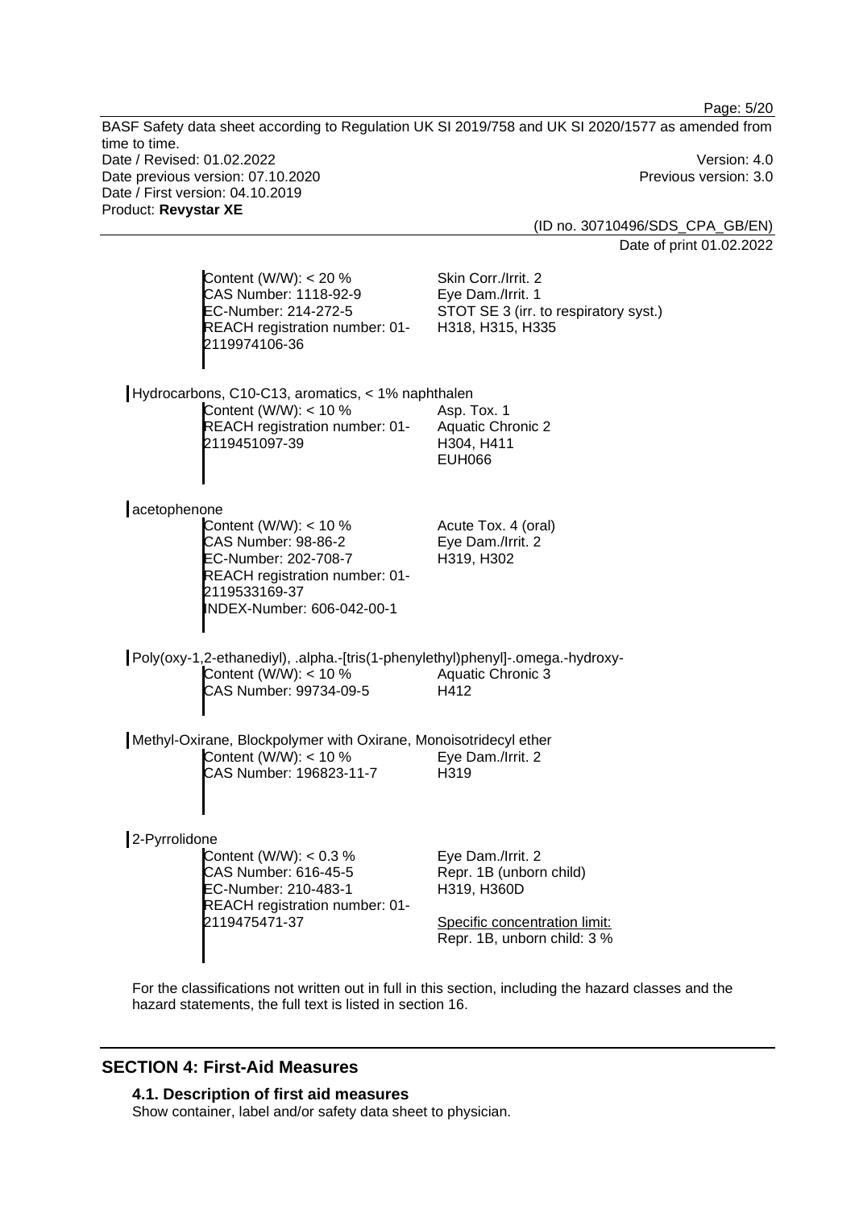Content (W/W): < 20 %
CAS Number: 1118-92-9
EC-Number: 214-272-5
REACH registration number: 01-2119974106-36

Skin Corr./Irrit. 2
Eye Dam./Irrit. 1
STOT SE 3 (irr. to respiratory syst.)
H318, H315, H335

Hydrocarbons, C10-C13, aromatics, < 1% naphthalen

Content (W/W): < 10 %
REACH registration number: 01-2119451097-39

Asp. Tox. 1
Aquatic Chronic 2
H304, H411
EUH066

acetophenone

Content (W/W): < 10 %
CAS Number: 98-86-2
EC-Number: 202-708-7
REACH registration number: 01-2119533169-37
INDEX-Number: 606-042-00-1

Acute Tox. 4 (oral)
Eye Dam./Irrit. 2
H319, H302

Poly(oxy-1,2-ethanediyl), .alpha.-[tris(1-phenylethyl)phenyl]-.omega.-hydroxy-

Content (W/W): < 10 %
CAS Number: 99734-09-5

Aquatic Chronic 3
H412

Methyl-Oxirane, Blockpolymer with Oxirane, Monoisotridecyl ether

Content (W/W): < 10 %
CAS Number: 196823-11-7

Eye Dam./Irrit. 2
H319

2-Pyrrolidone

Content (W/W): < 0.3 %
CAS Number: 616-45-5
EC-Number: 210-483-1
REACH registration number: 01-2119475471-37

Eye Dam./Irrit. 2
Repr. 1B (unborn child)
H319, H360D

Specific concentration limit:
Repr. 1B, unborn child: 3 %

For the classifications not written out in full in this section, including the hazard classes and the hazard statements, the full text is listed in section 16.

## SECTION 4: First-Aid Measures

### 4.1. Description of first aid measures

Show container, label and/or safety data sheet to physician.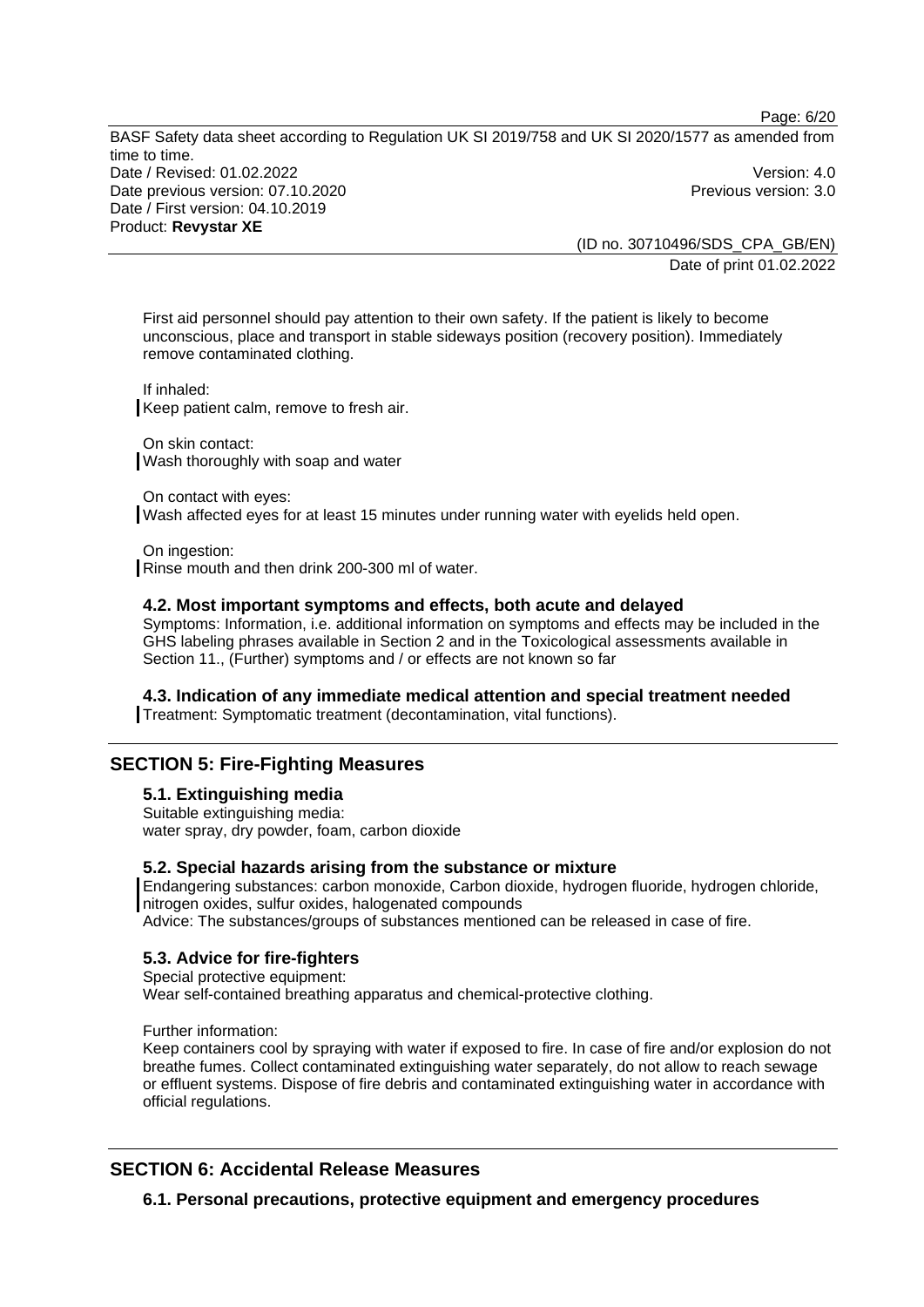First aid personnel should pay attention to their own safety. If the patient is likely to become unconscious, place and transport in stable sideways position (recovery position). Immediately remove contaminated clothing.

If inhaled:
Keep patient calm, remove to fresh air.

On skin contact:
Wash thoroughly with soap and water

On contact with eyes:
Wash affected eyes for at least 15 minutes under running water with eyelids held open.

On ingestion:
Rinse mouth and then drink 200-300 ml of water.

### 4.2. Most important symptoms and effects, both acute and delayed

Symptoms: Information, i.e. additional information on symptoms and effects may be included in the GHS labeling phrases available in Section 2 and in the Toxicological assessments available in Section 11., (Further) symptoms and / or effects are not known so far

### 4.3. Indication of any immediate medical attention and special treatment needed

Treatment: Symptomatic treatment (decontamination, vital functions).

## SECTION 5: Fire-Fighting Measures

### 5.1. Extinguishing media

Suitable extinguishing media:
water spray, dry powder, foam, carbon dioxide

### 5.2. Special hazards arising from the substance or mixture

Endangering substances: carbon monoxide, Carbon dioxide, hydrogen fluoride, hydrogen chloride, nitrogen oxides, sulfur oxides, halogenated compounds
Advice: The substances/groups of substances mentioned can be released in case of fire.

### 5.3. Advice for fire-fighters

Special protective equipment:
Wear self-contained breathing apparatus and chemical-protective clothing.

Further information:
Keep containers cool by spraying with water if exposed to fire. In case of fire and/or explosion do not breathe fumes. Collect contaminated extinguishing water separately, do not allow to reach sewage or effluent systems. Dispose of fire debris and contaminated extinguishing water in accordance with official regulations.

## SECTION 6: Accidental Release Measures

### 6.1. Personal precautions, protective equipment and emergency procedures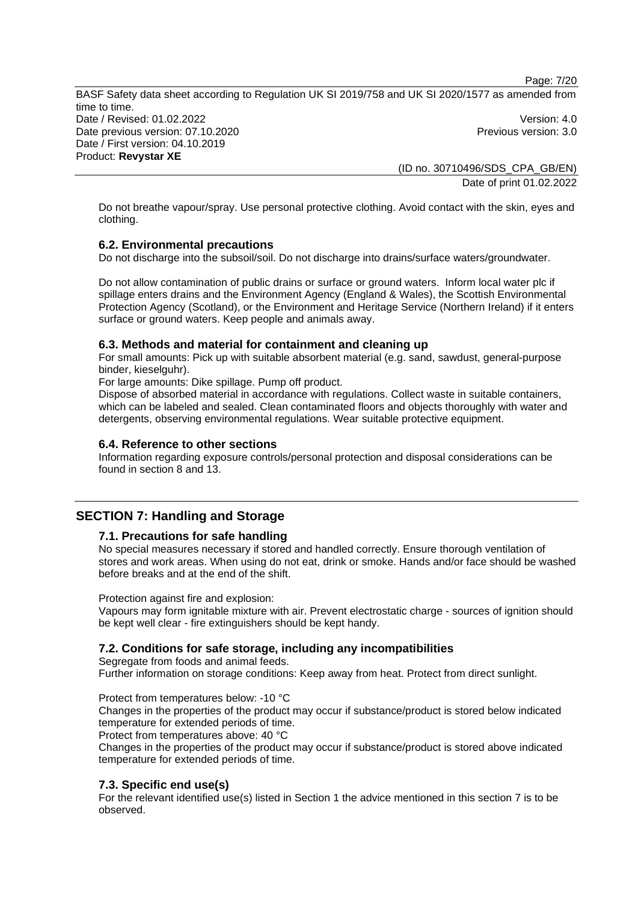Do not breathe vapour/spray. Use personal protective clothing. Avoid contact with the skin, eyes and clothing.

### 6.2. Environmental precautions

Do not discharge into the subsoil/soil. Do not discharge into drains/surface waters/groundwater.

Do not allow contamination of public drains or surface or ground waters. Inform local water plc if spillage enters drains and the Environment Agency (England & Wales), the Scottish Environmental Protection Agency (Scotland), or the Environment and Heritage Service (Northern Ireland) if it enters surface or ground waters. Keep people and animals away.

### 6.3. Methods and material for containment and cleaning up

For small amounts: Pick up with suitable absorbent material (e.g. sand, sawdust, general-purpose binder, kieselguhr).

For large amounts: Dike spillage. Pump off product.

Dispose of absorbed material in accordance with regulations. Collect waste in suitable containers, which can be labeled and sealed. Clean contaminated floors and objects thoroughly with water and detergents, observing environmental regulations. Wear suitable protective equipment.

### 6.4. Reference to other sections

Information regarding exposure controls/personal protection and disposal considerations can be found in section 8 and 13.

## SECTION 7: Handling and Storage

### 7.1. Precautions for safe handling

No special measures necessary if stored and handled correctly. Ensure thorough ventilation of stores and work areas. When using do not eat, drink or smoke. Hands and/or face should be washed before breaks and at the end of the shift.

Protection against fire and explosion:

Vapours may form ignitable mixture with air. Prevent electrostatic charge - sources of ignition should be kept well clear - fire extinguishers should be kept handy.

### 7.2. Conditions for safe storage, including any incompatibilities

Segregate from foods and animal feeds.

Further information on storage conditions: Keep away from heat. Protect from direct sunlight.

Protect from temperatures below: -10 °C

Changes in the properties of the product may occur if substance/product is stored below indicated temperature for extended periods of time.

Protect from temperatures above: 40 °C

Changes in the properties of the product may occur if substance/product is stored above indicated temperature for extended periods of time.

### 7.3. Specific end use(s)

For the relevant identified use(s) listed in Section 1 the advice mentioned in this section 7 is to be observed.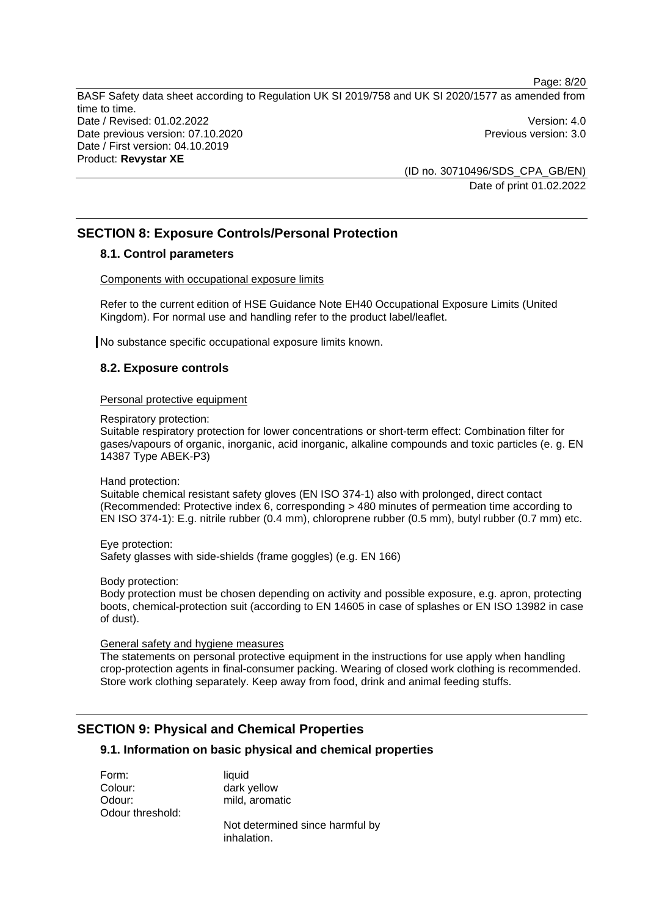## SECTION 8: Exposure Controls/Personal Protection

### 8.1. Control parameters

Components with occupational exposure limits

Refer to the current edition of HSE Guidance Note EH40 Occupational Exposure Limits (United Kingdom). For normal use and handling refer to the product label/leaflet.

No substance specific occupational exposure limits known.

### 8.2. Exposure controls

Personal protective equipment

Respiratory protection:
Suitable respiratory protection for lower concentrations or short-term effect: Combination filter for gases/vapours of organic, inorganic, acid inorganic, alkaline compounds and toxic particles (e. g. EN 14387 Type ABEK-P3)

Hand protection:
Suitable chemical resistant safety gloves (EN ISO 374-1) also with prolonged, direct contact (Recommended: Protective index 6, corresponding > 480 minutes of permeation time according to EN ISO 374-1): E.g. nitrile rubber (0.4 mm), chloroprene rubber (0.5 mm), butyl rubber (0.7 mm) etc.

Eye protection:
Safety glasses with side-shields (frame goggles) (e.g. EN 166)

Body protection:
Body protection must be chosen depending on activity and possible exposure, e.g. apron, protecting boots, chemical-protection suit (according to EN 14605 in case of splashes or EN ISO 13982 in case of dust).

General safety and hygiene measures

The statements on personal protective equipment in the instructions for use apply when handling crop-protection agents in final-consumer packing. Wearing of closed work clothing is recommended. Store work clothing separately. Keep away from food, drink and animal feeding stuffs.

## SECTION 9: Physical and Chemical Properties

### 9.1. Information on basic physical and chemical properties

Form: liquid
Colour: dark yellow
Odour: mild, aromatic
Odour threshold:
Not determined since harmful by inhalation.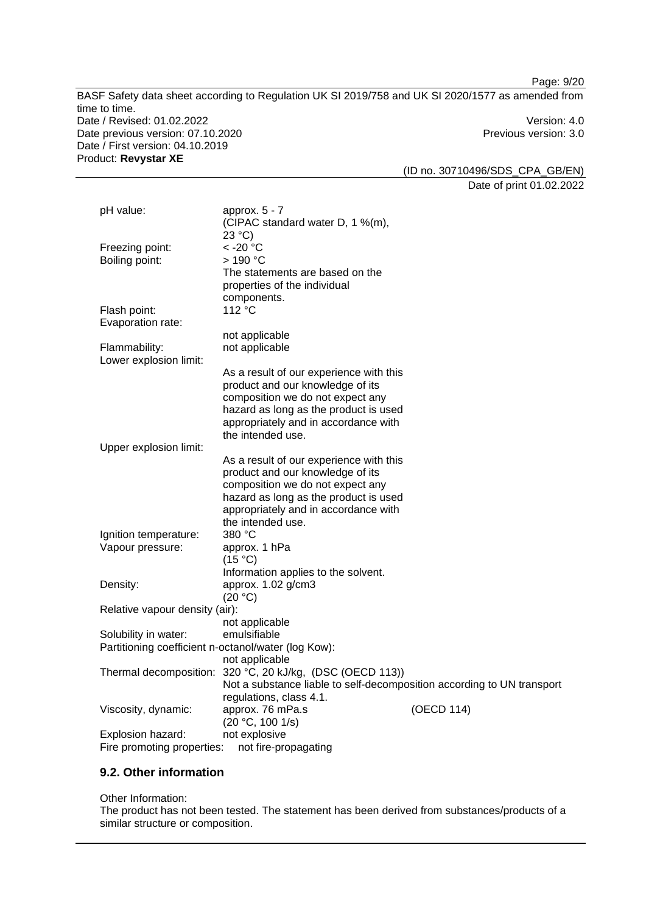| | |
|---|---|
| pH value: | approx. 5 - 7<br>(CIPAC standard water D, 1 %(m), 23 °C) |
| Freezing point: | < -20 °C |
| Boiling point: | > 190 °C<br>The statements are based on the properties of the individual components. |
| Flash point: | 112 °C |
| Evaporation rate: | not applicable |
| Flammability: | not applicable |
| Lower explosion limit: | As a result of our experience with this product and our knowledge of its composition we do not expect any hazard as long as the product is used appropriately and in accordance with the intended use. |
| Upper explosion limit: | As a result of our experience with this product and our knowledge of its composition we do not expect any hazard as long as the product is used appropriately and in accordance with the intended use. |
| Ignition temperature: | 380 °C |
| Vapour pressure: | approx. 1 hPa<br>(15 °C)<br>Information applies to the solvent. |
| Density: | approx. 1.02 g/cm3<br>(20 °C) |
| Relative vapour density (air): | not applicable |
| Solubility in water: | emulsifiable |
| Partitioning coefficient n-octanol/water (log Kow): | not applicable |
| Thermal decomposition: | 320 °C, 20 kJ/kg, (DSC (OECD 113))<br>Not a substance liable to self-decomposition according to UN transport regulations, class 4.1. |
| Viscosity, dynamic: | approx. 76 mPa.s (OECD 114)<br>(20 °C, 100 1/s) |
| Explosion hazard: | not explosive |
| Fire promoting properties: | not fire-propagating |

## 9.2. Other information

Other Information:

The product has not been tested. The statement has been derived from substances/products of a similar structure or composition.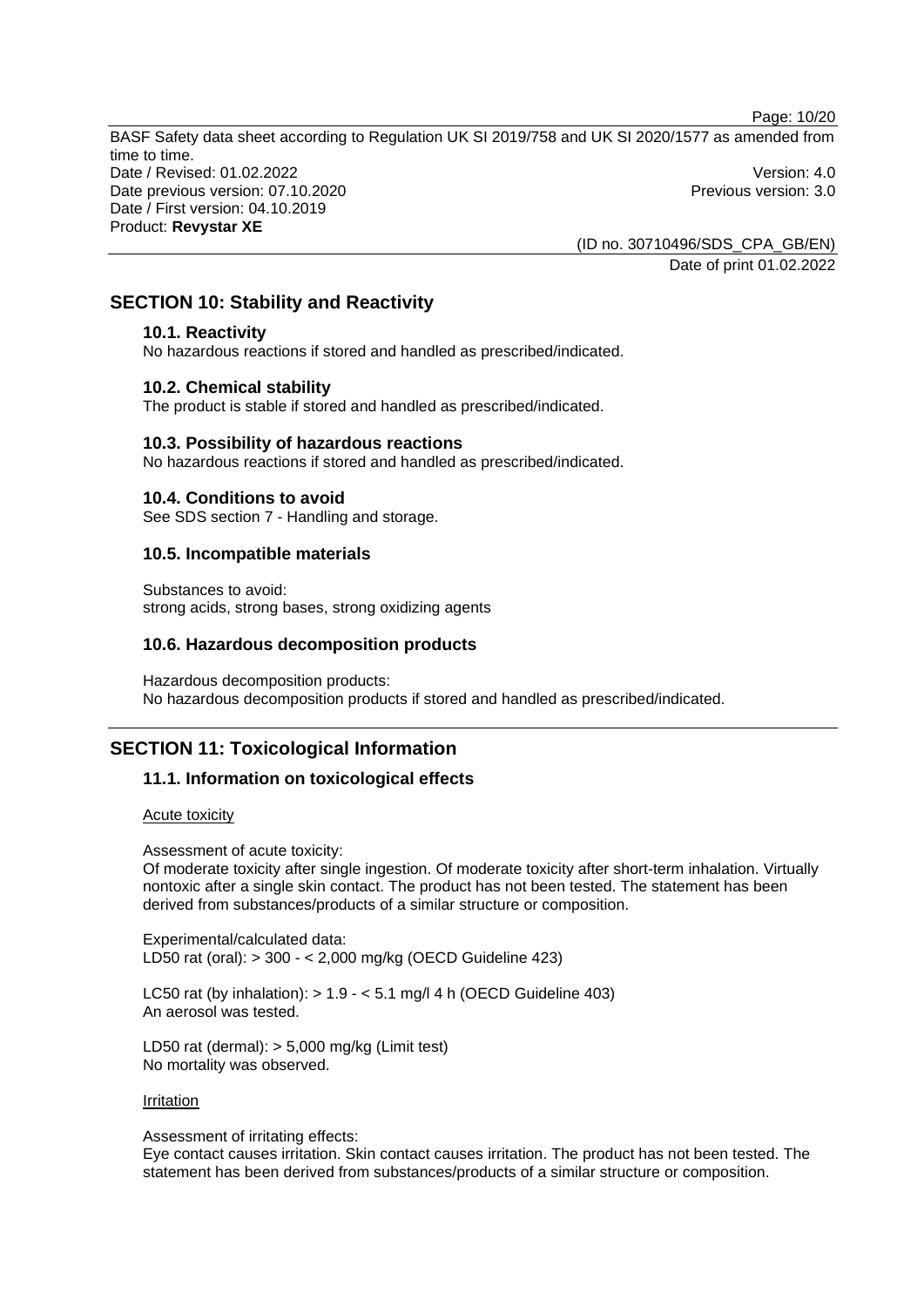## SECTION 10: Stability and Reactivity

### 10.1. Reactivity

No hazardous reactions if stored and handled as prescribed/indicated.

### 10.2. Chemical stability

The product is stable if stored and handled as prescribed/indicated.

### 10.3. Possibility of hazardous reactions

No hazardous reactions if stored and handled as prescribed/indicated.

### 10.4. Conditions to avoid

See SDS section 7 - Handling and storage.

### 10.5. Incompatible materials

Substances to avoid:
strong acids, strong bases, strong oxidizing agents

### 10.6. Hazardous decomposition products

Hazardous decomposition products:
No hazardous decomposition products if stored and handled as prescribed/indicated.

## SECTION 11: Toxicological Information

### 11.1. Information on toxicological effects

Acute toxicity

Assessment of acute toxicity:
Of moderate toxicity after single ingestion. Of moderate toxicity after short-term inhalation. Virtually nontoxic after a single skin contact. The product has not been tested. The statement has been derived from substances/products of a similar structure or composition.

Experimental/calculated data:
LD50 rat (oral): > 300 - < 2,000 mg/kg (OECD Guideline 423)

LC50 rat (by inhalation): > 1.9 - < 5.1 mg/l 4 h (OECD Guideline 403)
An aerosol was tested.

LD50 rat (dermal): > 5,000 mg/kg (Limit test)
No mortality was observed.

Irritation

Assessment of irritating effects:
Eye contact causes irritation. Skin contact causes irritation. The product has not been tested. The statement has been derived from substances/products of a similar structure or composition.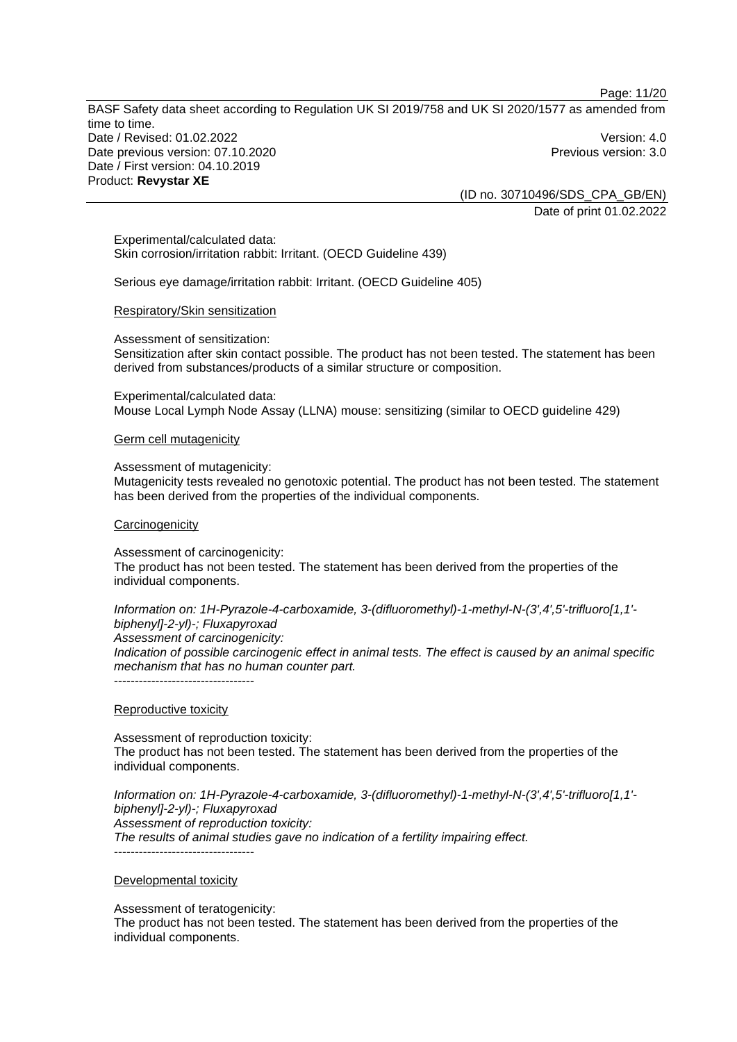Experimental/calculated data:
Skin corrosion/irritation rabbit: Irritant. (OECD Guideline 439)

Serious eye damage/irritation rabbit: Irritant. (OECD Guideline 405)

Respiratory/Skin sensitization

Assessment of sensitization:
Sensitization after skin contact possible. The product has not been tested. The statement has been derived from substances/products of a similar structure or composition.

Experimental/calculated data:
Mouse Local Lymph Node Assay (LLNA) mouse: sensitizing (similar to OECD guideline 429)

Germ cell mutagenicity

Assessment of mutagenicity:
Mutagenicity tests revealed no genotoxic potential. The product has not been tested. The statement has been derived from the properties of the individual components.

Carcinogenicity

Assessment of carcinogenicity:
The product has not been tested. The statement has been derived from the properties of the individual components.

*Information on: 1H-Pyrazole-4-carboxamide, 3-(difluoromethyl)-1-methyl-N-(3',4',5'-trifluoro[1,1'-biphenyl]-2-yl)-; Fluxapyroxad*
*Assessment of carcinogenicity:*
*Indication of possible carcinogenic effect in animal tests. The effect is caused by an animal specific mechanism that has no human counter part.*
----------------------------------

Reproductive toxicity

Assessment of reproduction toxicity:
The product has not been tested. The statement has been derived from the properties of the individual components.

*Information on: 1H-Pyrazole-4-carboxamide, 3-(difluoromethyl)-1-methyl-N-(3',4',5'-trifluoro[1,1'-biphenyl]-2-yl)-; Fluxapyroxad*
*Assessment of reproduction toxicity:*
*The results of animal studies gave no indication of a fertility impairing effect.*
----------------------------------

Developmental toxicity

Assessment of teratogenicity:
The product has not been tested. The statement has been derived from the properties of the individual components.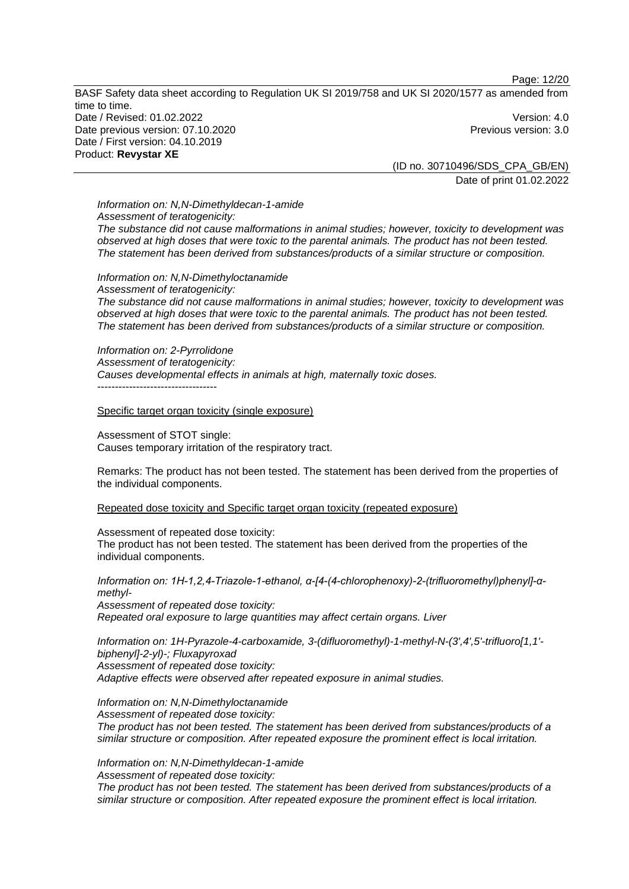*Information on: N,N-Dimethyldecan-1-amide*
*Assessment of teratogenicity:*
*The substance did not cause malformations in animal studies; however, toxicity to development was observed at high doses that were toxic to the parental animals. The product has not been tested. The statement has been derived from substances/products of a similar structure or composition.*

*Information on: N,N-Dimethyloctanamide*
*Assessment of teratogenicity:*
*The substance did not cause malformations in animal studies; however, toxicity to development was observed at high doses that were toxic to the parental animals. The product has not been tested. The statement has been derived from substances/products of a similar structure or composition.*

*Information on: 2-Pyrrolidone*
*Assessment of teratogenicity:*
*Causes developmental effects in animals at high, maternally toxic doses.*
----------------------------------

Specific target organ toxicity (single exposure)

Assessment of STOT single:
Causes temporary irritation of the respiratory tract.

Remarks: The product has not been tested. The statement has been derived from the properties of the individual components.

Repeated dose toxicity and Specific target organ toxicity (repeated exposure)

Assessment of repeated dose toxicity:
The product has not been tested. The statement has been derived from the properties of the individual components.

*Information on: 1H-1,2,4-Triazole-1-ethanol, α-[4-(4-chlorophenoxy)-2-(trifluoromethyl)phenyl]-α-methyl-*
*Assessment of repeated dose toxicity:*
*Repeated oral exposure to large quantities may affect certain organs. Liver*

*Information on: 1H-Pyrazole-4-carboxamide, 3-(difluoromethyl)-1-methyl-N-(3',4',5'-trifluoro[1,1'-biphenyl]-2-yl)-; Fluxapyroxad*
*Assessment of repeated dose toxicity:*
*Adaptive effects were observed after repeated exposure in animal studies.*

*Information on: N,N-Dimethyloctanamide*
*Assessment of repeated dose toxicity:*
*The product has not been tested. The statement has been derived from substances/products of a similar structure or composition. After repeated exposure the prominent effect is local irritation.*

*Information on: N,N-Dimethyldecan-1-amide*
*Assessment of repeated dose toxicity:*
*The product has not been tested. The statement has been derived from substances/products of a similar structure or composition. After repeated exposure the prominent effect is local irritation.*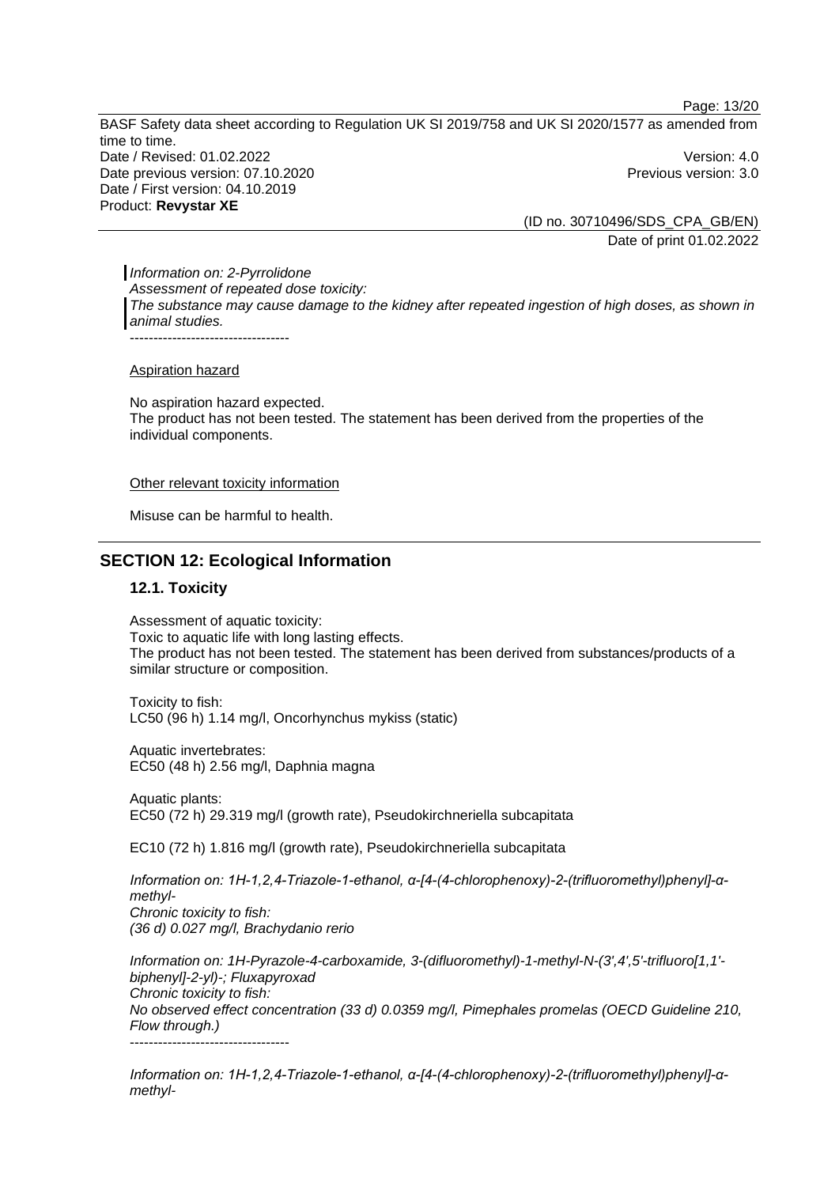*Information on: 2-Pyrrolidone*
*Assessment of repeated dose toxicity:*
*The substance may cause damage to the kidney after repeated ingestion of high doses, as shown in animal studies.*
----------------------------------

Aspiration hazard

No aspiration hazard expected.
The product has not been tested. The statement has been derived from the properties of the individual components.

Other relevant toxicity information

Misuse can be harmful to health.

## SECTION 12: Ecological Information

### 12.1. Toxicity

Assessment of aquatic toxicity:
Toxic to aquatic life with long lasting effects.
The product has not been tested. The statement has been derived from substances/products of a similar structure or composition.

Toxicity to fish:
LC50 (96 h) 1.14 mg/l, Oncorhynchus mykiss (static)

Aquatic invertebrates:
EC50 (48 h) 2.56 mg/l, Daphnia magna

Aquatic plants:
EC50 (72 h) 29.319 mg/l (growth rate), Pseudokirchneriella subcapitata

EC10 (72 h) 1.816 mg/l (growth rate), Pseudokirchneriella subcapitata

*Information on: 1H-1,2,4-Triazole-1-ethanol, α-[4-(4-chlorophenoxy)-2-(trifluoromethyl)phenyl]-α-methyl-*
*Chronic toxicity to fish:*
*(36 d) 0.027 mg/l, Brachydanio rerio*

*Information on: 1H-Pyrazole-4-carboxamide, 3-(difluoromethyl)-1-methyl-N-(3',4',5'-trifluoro[1,1'-biphenyl]-2-yl)-; Fluxapyroxad*
*Chronic toxicity to fish:*
*No observed effect concentration (33 d) 0.0359 mg/l, Pimephales promelas (OECD Guideline 210, Flow through.)*
----------------------------------

*Information on: 1H-1,2,4-Triazole-1-ethanol, α-[4-(4-chlorophenoxy)-2-(trifluoromethyl)phenyl]-α-methyl-*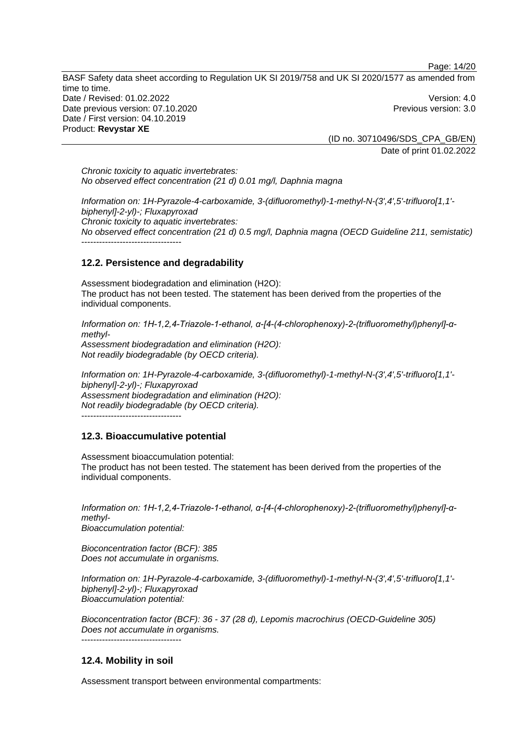*Chronic toxicity to aquatic invertebrates:*
*No observed effect concentration (21 d) 0.01 mg/l, Daphnia magna*

*Information on: 1H-Pyrazole-4-carboxamide, 3-(difluoromethyl)-1-methyl-N-(3',4',5'-trifluoro[1,1'-biphenyl]-2-yl)-; Fluxapyroxad*
*Chronic toxicity to aquatic invertebrates:*
*No observed effect concentration (21 d) 0.5 mg/l, Daphnia magna (OECD Guideline 211, semistatic)*
----------------------------------

### 12.2. Persistence and degradability

Assessment biodegradation and elimination (H2O):
The product has not been tested. The statement has been derived from the properties of the individual components.

*Information on: 1H-1,2,4-Triazole-1-ethanol, α-[4-(4-chlorophenoxy)-2-(trifluoromethyl)phenyl]-α-methyl-*
*Assessment biodegradation and elimination (H2O):*
*Not readily biodegradable (by OECD criteria).*

*Information on: 1H-Pyrazole-4-carboxamide, 3-(difluoromethyl)-1-methyl-N-(3',4',5'-trifluoro[1,1'-biphenyl]-2-yl)-; Fluxapyroxad*
*Assessment biodegradation and elimination (H2O):*
*Not readily biodegradable (by OECD criteria).*
----------------------------------

### 12.3. Bioaccumulative potential

Assessment bioaccumulation potential:
The product has not been tested. The statement has been derived from the properties of the individual components.

*Information on: 1H-1,2,4-Triazole-1-ethanol, α-[4-(4-chlorophenoxy)-2-(trifluoromethyl)phenyl]-α-methyl-*
*Bioaccumulation potential:*

*Bioconcentration factor (BCF): 385*
*Does not accumulate in organisms.*

*Information on: 1H-Pyrazole-4-carboxamide, 3-(difluoromethyl)-1-methyl-N-(3',4',5'-trifluoro[1,1'-biphenyl]-2-yl)-; Fluxapyroxad*
*Bioaccumulation potential:*

*Bioconcentration factor (BCF): 36 - 37 (28 d), Lepomis macrochirus (OECD-Guideline 305)*
*Does not accumulate in organisms.*
----------------------------------

### 12.4. Mobility in soil

Assessment transport between environmental compartments: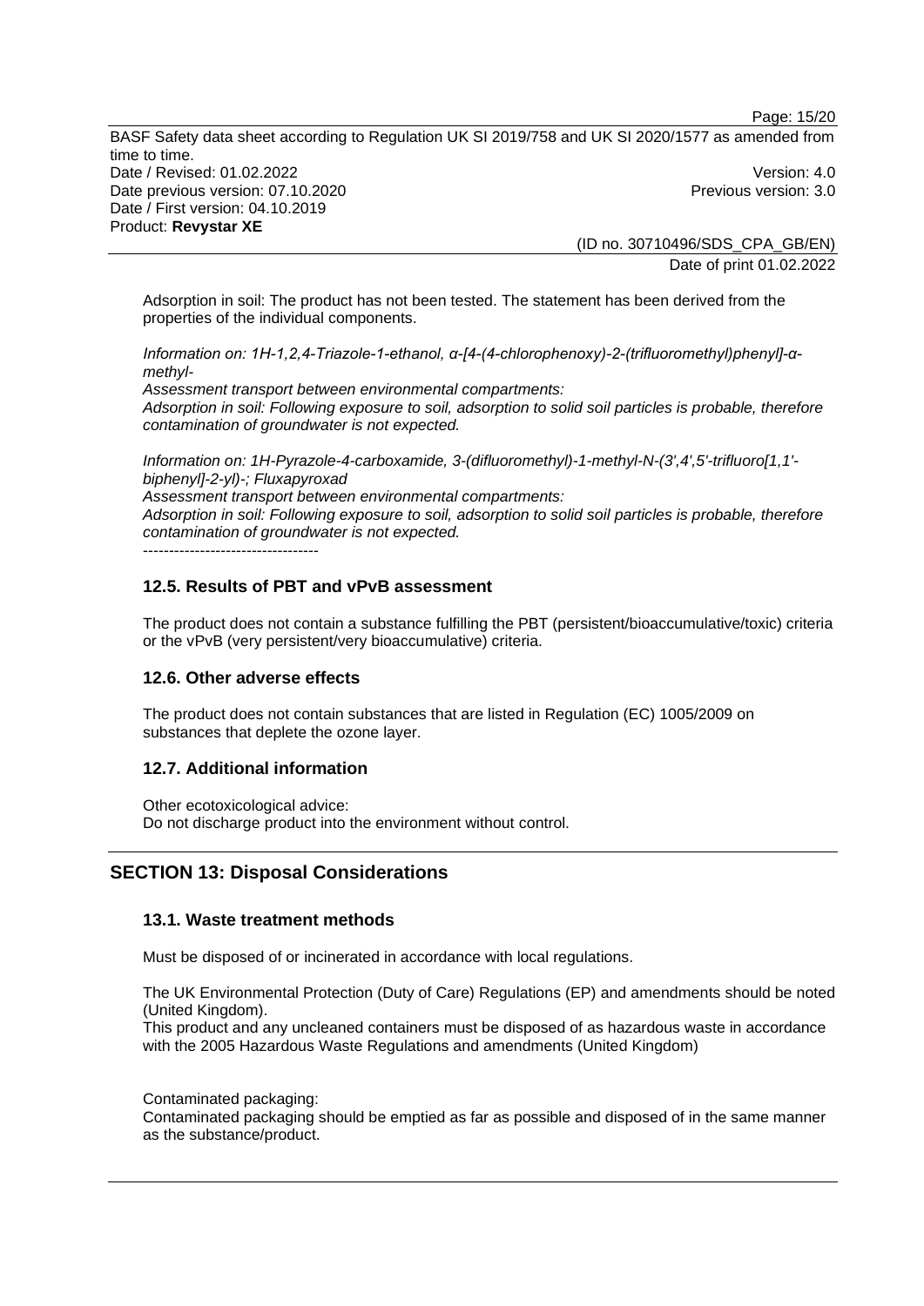Adsorption in soil: The product has not been tested. The statement has been derived from the properties of the individual components.

*Information on: 1H-1,2,4-Triazole-1-ethanol, α-[4-(4-chlorophenoxy)-2-(trifluoromethyl)phenyl]-α-methyl-*
*Assessment transport between environmental compartments:*
*Adsorption in soil: Following exposure to soil, adsorption to solid soil particles is probable, therefore contamination of groundwater is not expected.*

*Information on: 1H-Pyrazole-4-carboxamide, 3-(difluoromethyl)-1-methyl-N-(3',4',5'-trifluoro[1,1'-biphenyl]-2-yl)-; Fluxapyroxad*
*Assessment transport between environmental compartments:*
*Adsorption in soil: Following exposure to soil, adsorption to solid soil particles is probable, therefore contamination of groundwater is not expected.*
----------------------------------

### 12.5. Results of PBT and vPvB assessment

The product does not contain a substance fulfilling the PBT (persistent/bioaccumulative/toxic) criteria or the vPvB (very persistent/very bioaccumulative) criteria.

### 12.6. Other adverse effects

The product does not contain substances that are listed in Regulation (EC) 1005/2009 on substances that deplete the ozone layer.

### 12.7. Additional information

Other ecotoxicological advice:
Do not discharge product into the environment without control.

## SECTION 13: Disposal Considerations

### 13.1. Waste treatment methods

Must be disposed of or incinerated in accordance with local regulations.

The UK Environmental Protection (Duty of Care) Regulations (EP) and amendments should be noted (United Kingdom).
This product and any uncleaned containers must be disposed of as hazardous waste in accordance with the 2005 Hazardous Waste Regulations and amendments (United Kingdom)

Contaminated packaging:
Contaminated packaging should be emptied as far as possible and disposed of in the same manner as the substance/product.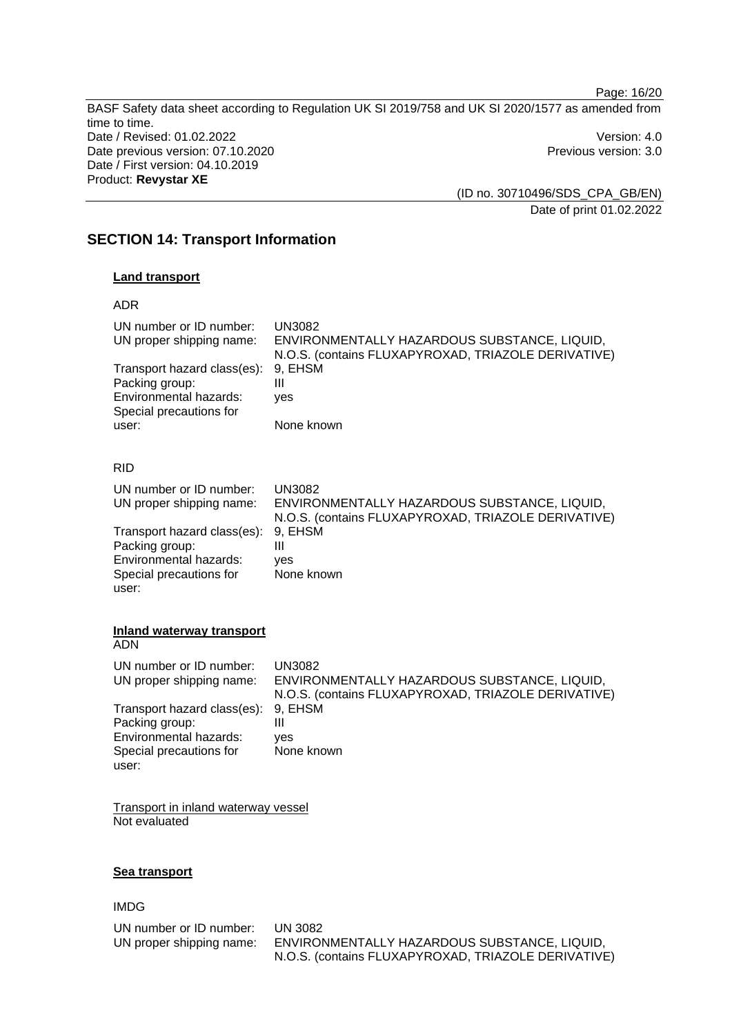## SECTION 14: Transport Information

### Land transport

ADR

| | |
|---|---|
| UN number or ID number: | UN3082 |
| UN proper shipping name: | ENVIRONMENTALLY HAZARDOUS SUBSTANCE, LIQUID, N.O.S. (contains FLUXAPYROXAD, TRIAZOLE DERIVATIVE) |
| Transport hazard class(es): | 9, EHSM |
| Packing group: | III |
| Environmental hazards: | yes |
| Special precautions for user: | None known |

RID

| | |
|---|---|
| UN number or ID number: | UN3082 |
| UN proper shipping name: | ENVIRONMENTALLY HAZARDOUS SUBSTANCE, LIQUID, N.O.S. (contains FLUXAPYROXAD, TRIAZOLE DERIVATIVE) |
| Transport hazard class(es): | 9, EHSM |
| Packing group: | III |
| Environmental hazards: | yes |
| Special precautions for user: | None known |

### Inland waterway transport

ADN

| | |
|---|---|
| UN number or ID number: | UN3082 |
| UN proper shipping name: | ENVIRONMENTALLY HAZARDOUS SUBSTANCE, LIQUID, N.O.S. (contains FLUXAPYROXAD, TRIAZOLE DERIVATIVE) |
| Transport hazard class(es): | 9, EHSM |
| Packing group: | III |
| Environmental hazards: | yes |
| Special precautions for user: | None known |

Transport in inland waterway vessel
Not evaluated

### Sea transport

IMDG

| | |
|---|---|
| UN number or ID number: | UN 3082 |
| UN proper shipping name: | ENVIRONMENTALLY HAZARDOUS SUBSTANCE, LIQUID, N.O.S. (contains FLUXAPYROXAD, TRIAZOLE DERIVATIVE) |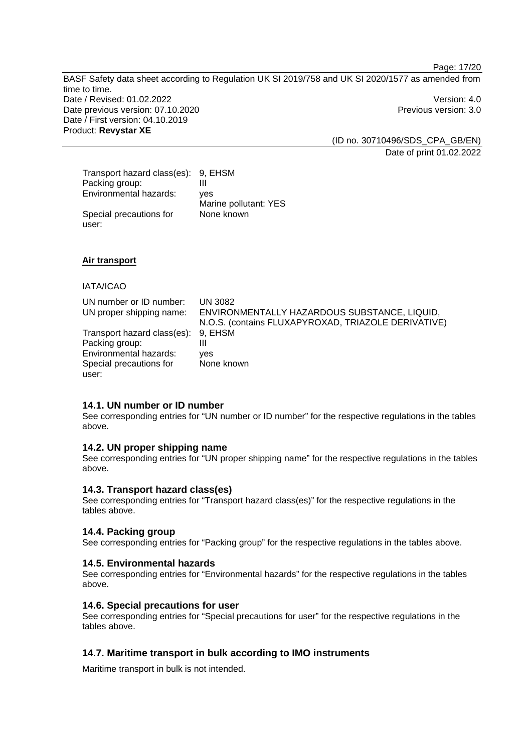| | |
|---|---|
| Transport hazard class(es): | 9, EHSM |
| Packing group: | III |
| Environmental hazards: | yes<br>Marine pollutant: YES |
| Special precautions for user: | None known |

**Air transport**

IATA/ICAO

| | |
|---|---|
| UN number or ID number: | UN 3082 |
| UN proper shipping name: | ENVIRONMENTALLY HAZARDOUS SUBSTANCE, LIQUID, N.O.S. (contains FLUXAPYROXAD, TRIAZOLE DERIVATIVE) |
| Transport hazard class(es): | 9, EHSM |
| Packing group: | III |
| Environmental hazards: | yes |
| Special precautions for user: | None known |

### 14.1. UN number or ID number

See corresponding entries for "UN number or ID number" for the respective regulations in the tables above.

### 14.2. UN proper shipping name

See corresponding entries for "UN proper shipping name" for the respective regulations in the tables above.

### 14.3. Transport hazard class(es)

See corresponding entries for "Transport hazard class(es)" for the respective regulations in the tables above.

### 14.4. Packing group

See corresponding entries for "Packing group" for the respective regulations in the tables above.

### 14.5. Environmental hazards

See corresponding entries for "Environmental hazards" for the respective regulations in the tables above.

### 14.6. Special precautions for user

See corresponding entries for "Special precautions for user" for the respective regulations in the tables above.

### 14.7. Maritime transport in bulk according to IMO instruments

Maritime transport in bulk is not intended.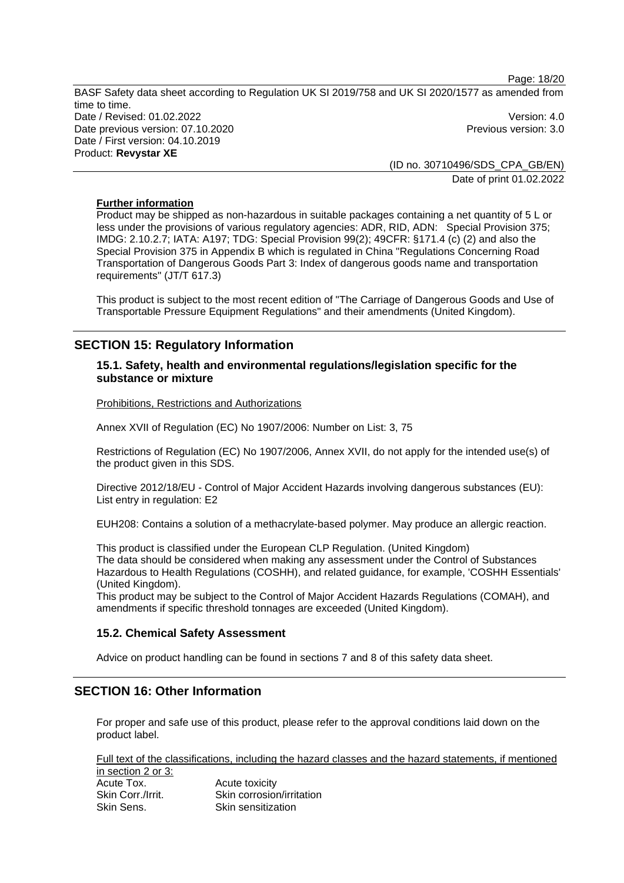**Further information**

Product may be shipped as non-hazardous in suitable packages containing a net quantity of 5 L or less under the provisions of various regulatory agencies: ADR, RID, ADN: Special Provision 375; IMDG: 2.10.2.7; IATA: A197; TDG: Special Provision 99(2); 49CFR: §171.4 (c) (2) and also the Special Provision 375 in Appendix B which is regulated in China "Regulations Concerning Road Transportation of Dangerous Goods Part 3: Index of dangerous goods name and transportation requirements" (JT/T 617.3)

This product is subject to the most recent edition of "The Carriage of Dangerous Goods and Use of Transportable Pressure Equipment Regulations" and their amendments (United Kingdom).

## SECTION 15: Regulatory Information

### 15.1. Safety, health and environmental regulations/legislation specific for the substance or mixture

Prohibitions, Restrictions and Authorizations

Annex XVII of Regulation (EC) No 1907/2006: Number on List: 3, 75

Restrictions of Regulation (EC) No 1907/2006, Annex XVII, do not apply for the intended use(s) of the product given in this SDS.

Directive 2012/18/EU - Control of Major Accident Hazards involving dangerous substances (EU): List entry in regulation: E2

EUH208: Contains a solution of a methacrylate-based polymer. May produce an allergic reaction.

This product is classified under the European CLP Regulation. (United Kingdom)
The data should be considered when making any assessment under the Control of Substances Hazardous to Health Regulations (COSHH), and related guidance, for example, 'COSHH Essentials' (United Kingdom).
This product may be subject to the Control of Major Accident Hazards Regulations (COMAH), and amendments if specific threshold tonnages are exceeded (United Kingdom).

### 15.2. Chemical Safety Assessment

Advice on product handling can be found in sections 7 and 8 of this safety data sheet.

## SECTION 16: Other Information

For proper and safe use of this product, please refer to the approval conditions laid down on the product label.

Full text of the classifications, including the hazard classes and the hazard statements, if mentioned in section 2 or 3:

| | |
|---|---|
| Acute Tox. | Acute toxicity |
| Skin Corr./Irrit. | Skin corrosion/irritation |
| Skin Sens. | Skin sensitization |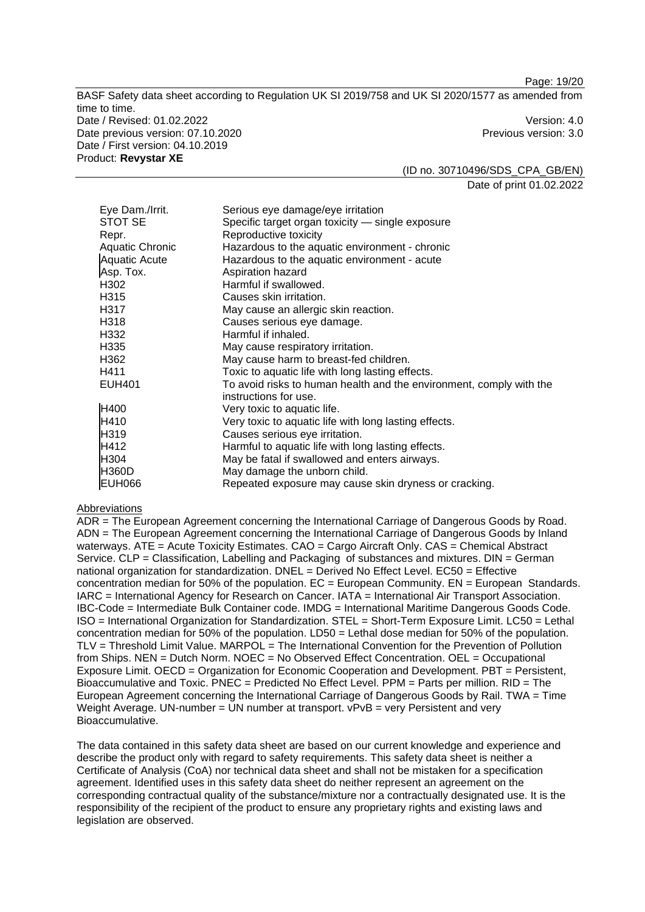| | |
|---|---|
| Eye Dam./Irrit. | Serious eye damage/eye irritation |
| STOT SE | Specific target organ toxicity — single exposure |
| Repr. | Reproductive toxicity |
| Aquatic Chronic | Hazardous to the aquatic environment - chronic |
| Aquatic Acute | Hazardous to the aquatic environment - acute |
| Asp. Tox. | Aspiration hazard |
| H302 | Harmful if swallowed. |
| H315 | Causes skin irritation. |
| H317 | May cause an allergic skin reaction. |
| H318 | Causes serious eye damage. |
| H332 | Harmful if inhaled. |
| H335 | May cause respiratory irritation. |
| H362 | May cause harm to breast-fed children. |
| H411 | Toxic to aquatic life with long lasting effects. |
| EUH401 | To avoid risks to human health and the environment, comply with the instructions for use. |
| H400 | Very toxic to aquatic life. |
| H410 | Very toxic to aquatic life with long lasting effects. |
| H319 | Causes serious eye irritation. |
| H412 | Harmful to aquatic life with long lasting effects. |
| H304 | May be fatal if swallowed and enters airways. |
| H360D | May damage the unborn child. |
| EUH066 | Repeated exposure may cause skin dryness or cracking. |

Abbreviations

ADR = The European Agreement concerning the International Carriage of Dangerous Goods by Road. ADN = The European Agreement concerning the International Carriage of Dangerous Goods by Inland waterways. ATE = Acute Toxicity Estimates. CAO = Cargo Aircraft Only. CAS = Chemical Abstract Service. CLP = Classification, Labelling and Packaging of substances and mixtures. DIN = German national organization for standardization. DNEL = Derived No Effect Level. EC50 = Effective concentration median for 50% of the population. EC = European Community. EN = European Standards. IARC = International Agency for Research on Cancer. IATA = International Air Transport Association. IBC-Code = Intermediate Bulk Container code. IMDG = International Maritime Dangerous Goods Code. ISO = International Organization for Standardization. STEL = Short-Term Exposure Limit. LC50 = Lethal concentration median for 50% of the population. LD50 = Lethal dose median for 50% of the population. TLV = Threshold Limit Value. MARPOL = The International Convention for the Prevention of Pollution from Ships. NEN = Dutch Norm. NOEC = No Observed Effect Concentration. OEL = Occupational Exposure Limit. OECD = Organization for Economic Cooperation and Development. PBT = Persistent, Bioaccumulative and Toxic. PNEC = Predicted No Effect Level. PPM = Parts per million. RID = The European Agreement concerning the International Carriage of Dangerous Goods by Rail. TWA = Time Weight Average. UN-number = UN number at transport. vPvB = very Persistent and very Bioaccumulative.

The data contained in this safety data sheet are based on our current knowledge and experience and describe the product only with regard to safety requirements. This safety data sheet is neither a Certificate of Analysis (CoA) nor technical data sheet and shall not be mistaken for a specification agreement. Identified uses in this safety data sheet do neither represent an agreement on the corresponding contractual quality of the substance/mixture nor a contractually designated use. It is the responsibility of the recipient of the product to ensure any proprietary rights and existing laws and legislation are observed.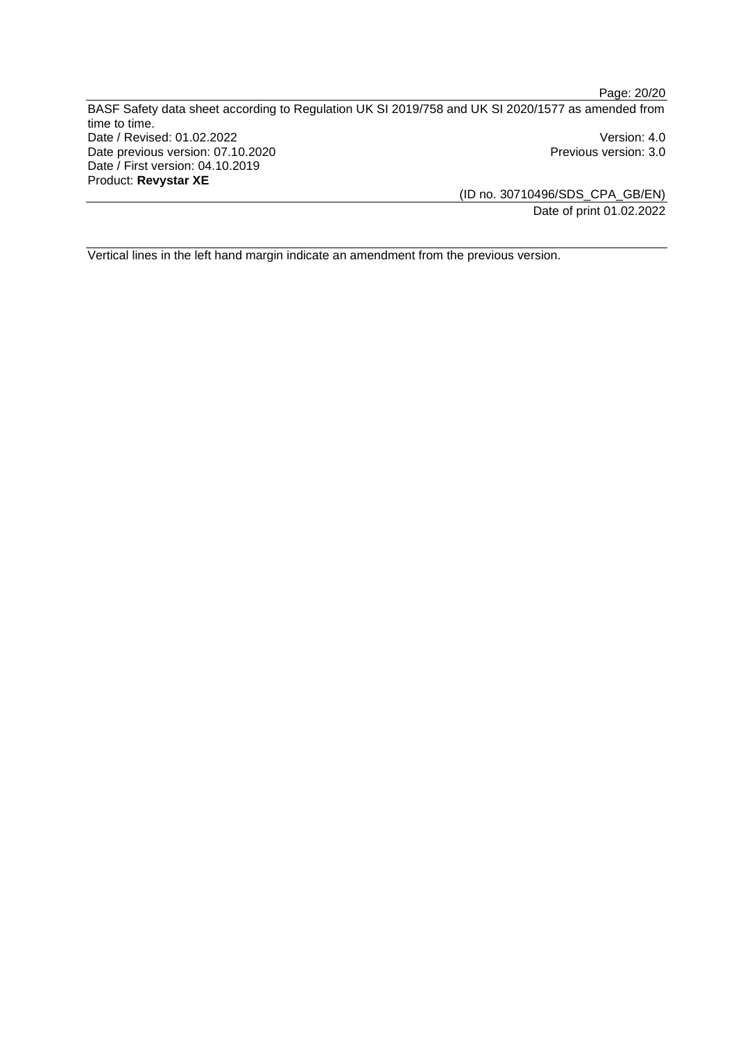Vertical lines in the left hand margin indicate an amendment from the previous version.